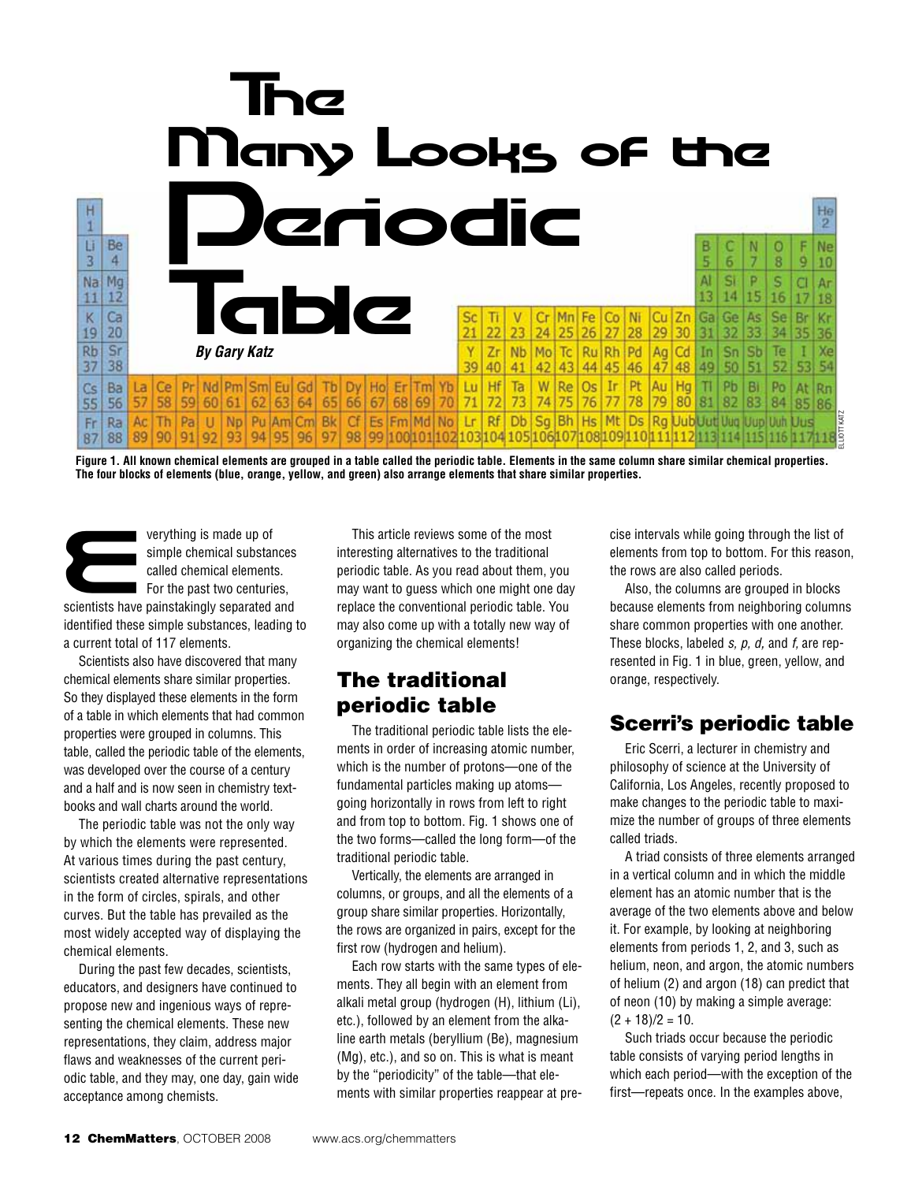# The Many Looks of the Periodic Table

***By Gary Katz***

**Figure 1. All known chemical elements are grouped in a table called the periodic table. Elements in the same column share similar chemical properties. The four blocks of elements (blue, orange, yellow, and green) also arrange elements that share similar properties.**

Everything is made up of simple chemical substances called chemical elements. For the past two centuries, scientists have painstakingly separated and identified these simple substances, leading to a current total of 117 elements.

Scientists also have discovered that many chemical elements share similar properties. So they displayed these elements in the form of a table in which elements that had common properties were grouped in columns. This table, called the periodic table of the elements, was developed over the course of a century and a half and is now seen in chemistry textbooks and wall charts around the world.

The periodic table was not the only way by which the elements were represented. At various times during the past century, scientists created alternative representations in the form of circles, spirals, and other curves. But the table has prevailed as the most widely accepted way of displaying the chemical elements.

During the past few decades, scientists, educators, and designers have continued to propose new and ingenious ways of representing the chemical elements. These new representations, they claim, address major flaws and weaknesses of the current periodic table, and they may, one day, gain wide acceptance among chemists.

This article reviews some of the most interesting alternatives to the traditional periodic table. As you read about them, you may want to guess which one might one day replace the conventional periodic table. You may also come up with a totally new way of organizing the chemical elements!

## The traditional periodic table

The traditional periodic table lists the elements in order of increasing atomic number, which is the number of protons—one of the fundamental particles making up atoms—going horizontally in rows from left to right and from top to bottom. Fig. 1 shows one of the two forms—called the long form—of the traditional periodic table.

Vertically, the elements are arranged in columns, or groups, and all the elements of a group share similar properties. Horizontally, the rows are organized in pairs, except for the first row (hydrogen and helium).

Each row starts with the same types of elements. They all begin with an element from alkali metal group (hydrogen (H), lithium (Li), etc.), followed by an element from the alkaline earth metals (beryllium (Be), magnesium (Mg), etc.), and so on. This is what is meant by the "periodicity" of the table—that elements with similar properties reappear at precise intervals while going through the list of elements from top to bottom. For this reason, the rows are also called periods.

Also, the columns are grouped in blocks because elements from neighboring columns share common properties with one another. These blocks, labeled *s, p, d,* and *f,* are represented in Fig. 1 in blue, green, yellow, and orange, respectively.

## Scerri's periodic table

Eric Scerri, a lecturer in chemistry and philosophy of science at the University of California, Los Angeles, recently proposed to make changes to the periodic table to maximize the number of groups of three elements called triads.

A triad consists of three elements arranged in a vertical column and in which the middle element has an atomic number that is the average of the two elements above and below it. For example, by looking at neighboring elements from periods 1, 2, and 3, such as helium, neon, and argon, the atomic numbers of helium (2) and argon (18) can predict that of neon (10) by making a simple average: $(2 + 18)/2 = 10$.

Such triads occur because the periodic table consists of varying period lengths in which each period—with the exception of the first—repeats once. In the examples above,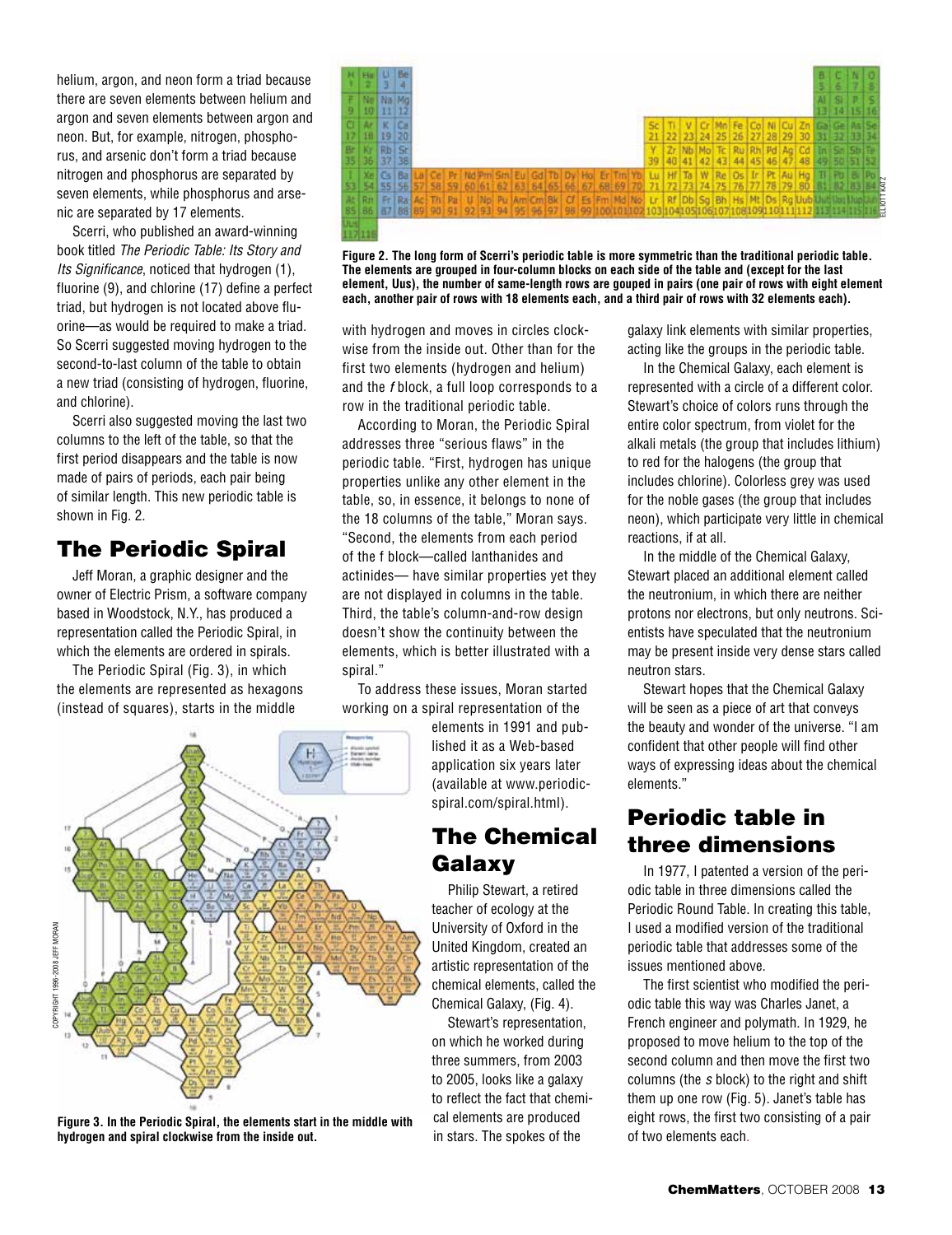helium, argon, and neon form a triad because there are seven elements between helium and argon and seven elements between argon and neon. But, for example, nitrogen, phosphorus, and arsenic don't form a triad because nitrogen and phosphorus are separated by seven elements, while phosphorus and arsenic are separated by 17 elements.

Scerri, who published an award-winning book titled *The Periodic Table: Its Story and Its Significance*, noticed that hydrogen (1), fluorine (9), and chlorine (17) define a perfect triad, but hydrogen is not located above fluorine—as would be required to make a triad. So Scerri suggested moving hydrogen to the second-to-last column of the table to obtain a new triad (consisting of hydrogen, fluorine, and chlorine).

Scerri also suggested moving the last two columns to the left of the table, so that the first period disappears and the table is now made of pairs of periods, each pair being of similar length. This new periodic table is shown in Fig. 2.

**Figure 2. The long form of Scerri's periodic table is more symmetric than the traditional periodic table. The elements are grouped in four-column blocks on each side of the table and (except for the last element, Uus), the number of same-length rows are gouped in pairs (one pair of rows with eight element each, another pair of rows with 18 elements each, and a third pair of rows with 32 elements each).**

## The Periodic Spiral

Jeff Moran, a graphic designer and the owner of Electric Prism, a software company based in Woodstock, N.Y., has produced a representation called the Periodic Spiral, in which the elements are ordered in spirals.

The Periodic Spiral (Fig. 3), in which the elements are represented as hexagons (instead of squares), starts in the middle with hydrogen and moves in circles clockwise from the inside out. Other than for the first two elements (hydrogen and helium) and the *f* block, a full loop corresponds to a row in the traditional periodic table.

According to Moran, the Periodic Spiral addresses three "serious flaws" in the periodic table. "First, hydrogen has unique properties unlike any other element in the table, so, in essence, it belongs to none of the 18 columns of the table," Moran says. "Second, the elements from each period of the f block—called lanthanides and actinides— have similar properties yet they are not displayed in columns in the table. Third, the table's column-and-row design doesn't show the continuity between the elements, which is better illustrated with a spiral."

To address these issues, Moran started working on a spiral representation of the elements in 1991 and published it as a Web-based application six years later (available at www.periodicspiral.com/spiral.html).

**Figure 3. In the Periodic Spiral, the elements start in the middle with hydrogen and spiral clockwise from the inside out.**

## The Chemical Galaxy

Philip Stewart, a retired teacher of ecology at the University of Oxford in the United Kingdom, created an artistic representation of the chemical elements, called the Chemical Galaxy, (Fig. 4).

Stewart's representation, on which he worked during three summers, from 2003 to 2005, looks like a galaxy to reflect the fact that chemical elements are produced in stars. The spokes of the galaxy link elements with similar properties, acting like the groups in the periodic table.

In the Chemical Galaxy, each element is represented with a circle of a different color. Stewart's choice of colors runs through the entire color spectrum, from violet for the alkali metals (the group that includes lithium) to red for the halogens (the group that includes chlorine). Colorless grey was used for the noble gases (the group that includes neon), which participate very little in chemical reactions, if at all.

In the middle of the Chemical Galaxy, Stewart placed an additional element called the neutronium, in which there are neither protons nor electrons, but only neutrons. Scientists have speculated that the neutronium may be present inside very dense stars called neutron stars.

Stewart hopes that the Chemical Galaxy will be seen as a piece of art that conveys the beauty and wonder of the universe. "I am confident that other people will find other ways of expressing ideas about the chemical elements."

## Periodic table in three dimensions

In 1977, I patented a version of the periodic table in three dimensions called the Periodic Round Table. In creating this table, I used a modified version of the traditional periodic table that addresses some of the issues mentioned above.

The first scientist who modified the periodic table this way was Charles Janet, a French engineer and polymath. In 1929, he proposed to move helium to the top of the second column and then move the first two columns (the *s* block) to the right and shift them up one row (Fig. 5). Janet's table has eight rows, the first two consisting of a pair of two elements each.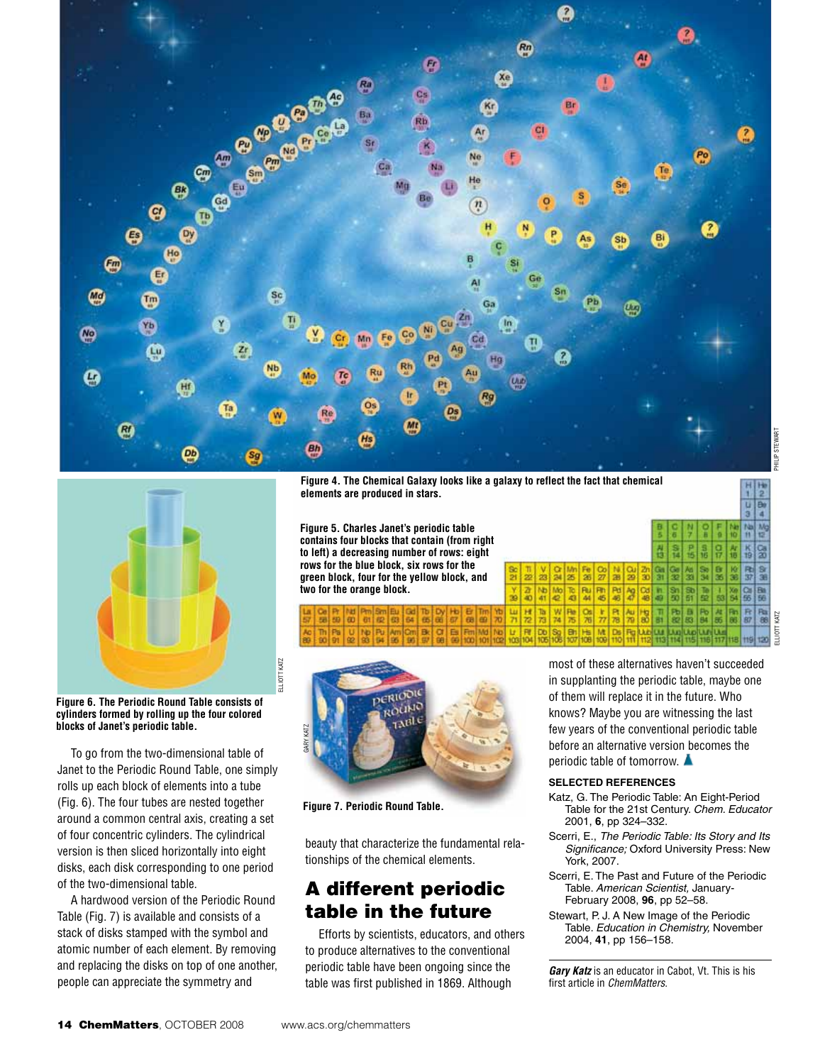Figure 4. The Chemical Galaxy looks like a galaxy to reflect the fact that chemical elements are produced in stars.

Figure 5. Charles Janet's periodic table contains four blocks that contain (from right to left) a decreasing number of rows: eight rows for the blue block, six rows for the green block, four for the yellow block, and two for the orange block.

Figure 6. The Periodic Round Table consists of cylinders formed by rolling up the four colored blocks of Janet's periodic table.

To go from the two-dimensional table of Janet to the Periodic Round Table, one simply rolls up each block of elements into a tube (Fig. 6). The four tubes are nested together around a common central axis, creating a set of four concentric cylinders. The cylindrical version is then sliced horizontally into eight disks, each disk corresponding to one period of the two-dimensional table.

A hardwood version of the Periodic Round Table (Fig. 7) is available and consists of a stack of disks stamped with the symbol and atomic number of each element. By removing and replacing the disks on top of one another, people can appreciate the symmetry and beauty that characterize the fundamental relationships of the chemical elements.

Figure 7. Periodic Round Table.

## A different periodic table in the future

Efforts by scientists, educators, and others to produce alternatives to the conventional periodic table have been ongoing since the table was first published in 1869. Although most of these alternatives haven't succeeded in supplanting the periodic table, maybe one of them will replace it in the future. Who knows? Maybe you are witnessing the last few years of the conventional periodic table before an alternative version becomes the periodic table of tomorrow.

### SELECTED REFERENCES

Katz, G. The Periodic Table: An Eight-Period Table for the 21st Century. *Chem. Educator* 2001, **6**, pp 324–332.

Scerri, E., *The Periodic Table: Its Story and Its Significance;* Oxford University Press: New York, 2007.

Scerri, E. The Past and Future of the Periodic Table. *American Scientist,* January-February 2008, **96**, pp 52–58.

Stewart, P. J. A New Image of the Periodic Table. *Education in Chemistry,* November 2004, **41**, pp 156–158.

***Gary Katz*** is an educator in Cabot, Vt. This is his first article in *ChemMatters*.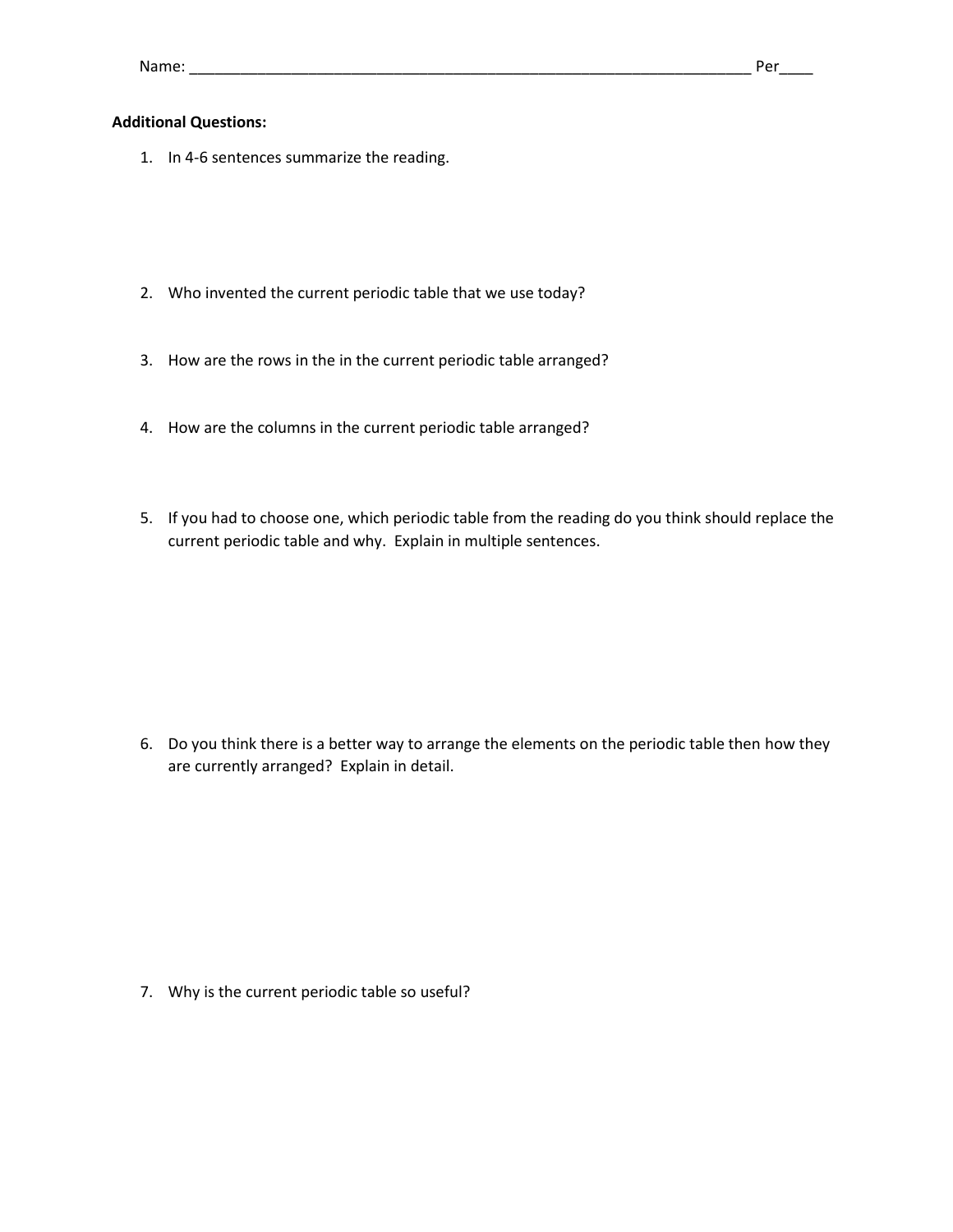Name: ___________________________________________________________________ Per____

**Additional Questions:**

1. In 4-6 sentences summarize the reading.

2. Who invented the current periodic table that we use today?

3. How are the rows in the in the current periodic table arranged?

4. How are the columns in the current periodic table arranged?

5. If you had to choose one, which periodic table from the reading do you think should replace the current periodic table and why. Explain in multiple sentences.

6. Do you think there is a better way to arrange the elements on the periodic table then how they are currently arranged? Explain in detail.

7. Why is the current periodic table so useful?